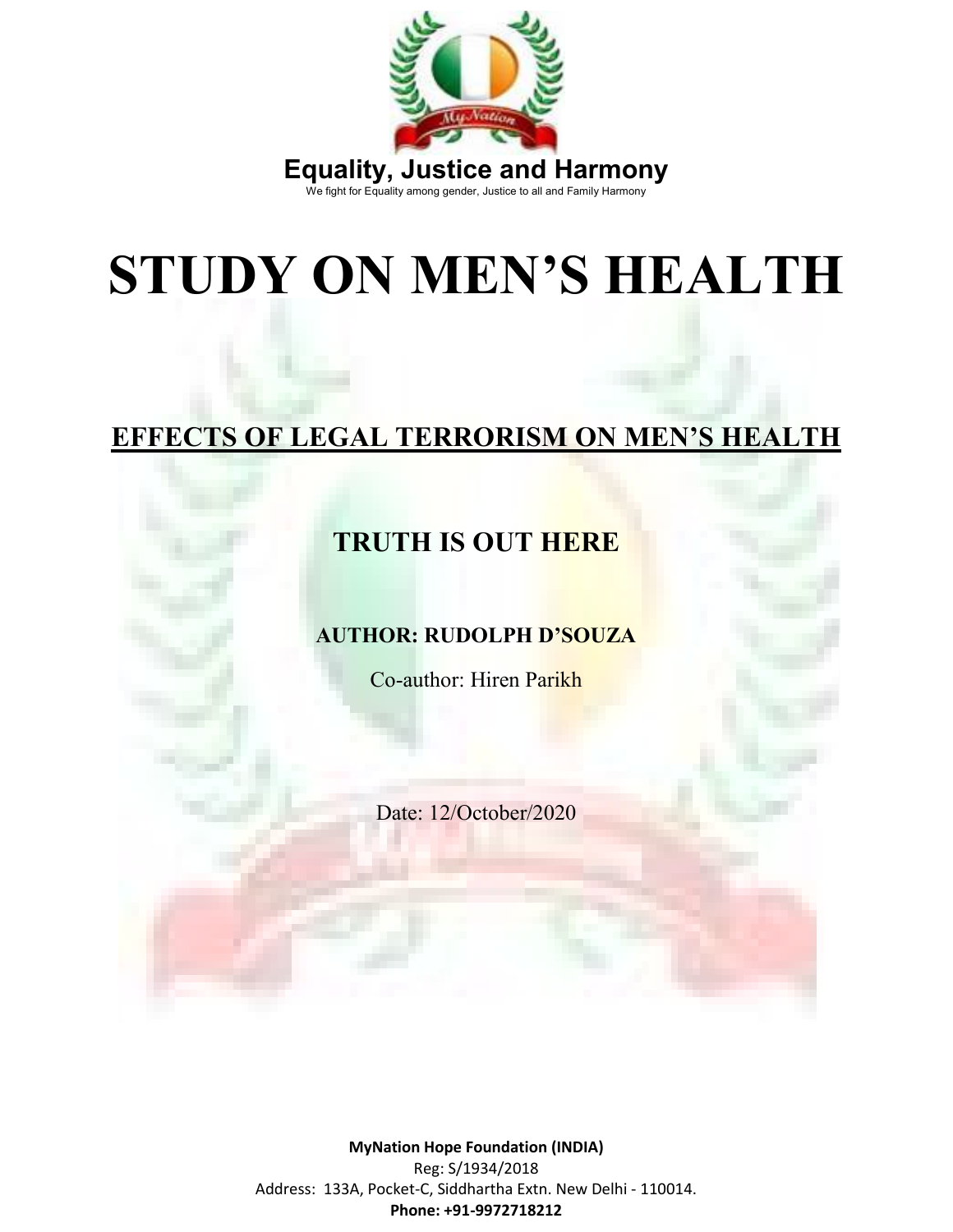**Equality, Justice and Harmony**

We fight for Equality among gender, Justice to all and Family Harmony

# STUDY ON MEN'S HEALTH

## EFFECTS OF LEGAL TERRORISM ON MEN'S HEALTH

### TRUTH IS OUT HERE

**AUTHOR: RUDOLPH D'SOUZA**

Co-author: Hiren Parikh

Date: 12/October/2020

**MyNation Hope Foundation (INDIA)**
Reg: S/1934/2018
Address: 133A, Pocket-C, Siddhartha Extn. New Delhi - 110014.
**Phone: +91-9972718212**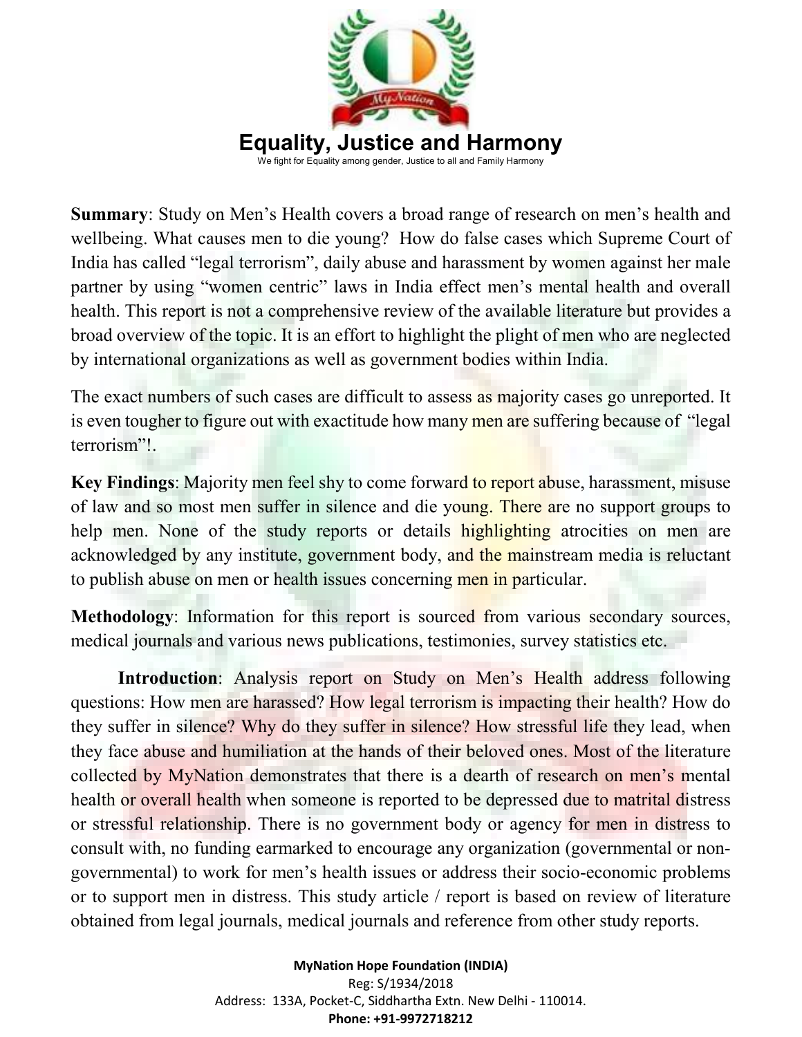## Equality, Justice and Harmony

We fight for Equality among gender, Justice to all and Family Harmony

**Summary**: Study on Men's Health covers a broad range of research on men's health and wellbeing. What causes men to die young? How do false cases which Supreme Court of India has called "legal terrorism", daily abuse and harassment by women against her male partner by using "women centric" laws in India effect men's mental health and overall health. This report is not a comprehensive review of the available literature but provides a broad overview of the topic. It is an effort to highlight the plight of men who are neglected by international organizations as well as government bodies within India.

The exact numbers of such cases are difficult to assess as majority cases go unreported. It is even tougher to figure out with exactitude how many men are suffering because of "legal terrorism"!.

**Key Findings**: Majority men feel shy to come forward to report abuse, harassment, misuse of law and so most men suffer in silence and die young. There are no support groups to help men. None of the study reports or details highlighting atrocities on men are acknowledged by any institute, government body, and the mainstream media is reluctant to publish abuse on men or health issues concerning men in particular.

**Methodology**: Information for this report is sourced from various secondary sources, medical journals and various news publications, testimonies, survey statistics etc.

**Introduction**: Analysis report on Study on Men's Health address following questions: How men are harassed? How legal terrorism is impacting their health? How do they suffer in silence? Why do they suffer in silence? How stressful life they lead, when they face abuse and humiliation at the hands of their beloved ones. Most of the literature collected by MyNation demonstrates that there is a dearth of research on men's mental health or overall health when someone is reported to be depressed due to matrital distress or stressful relationship. There is no government body or agency for men in distress to consult with, no funding earmarked to encourage any organization (governmental or non-governmental) to work for men's health issues or address their socio-economic problems or to support men in distress. This study article / report is based on review of literature obtained from legal journals, medical journals and reference from other study reports.

**MyNation Hope Foundation (INDIA)**
Reg: S/1934/2018
Address: 133A, Pocket-C, Siddhartha Extn. New Delhi - 110014.
**Phone: +91-9972718212**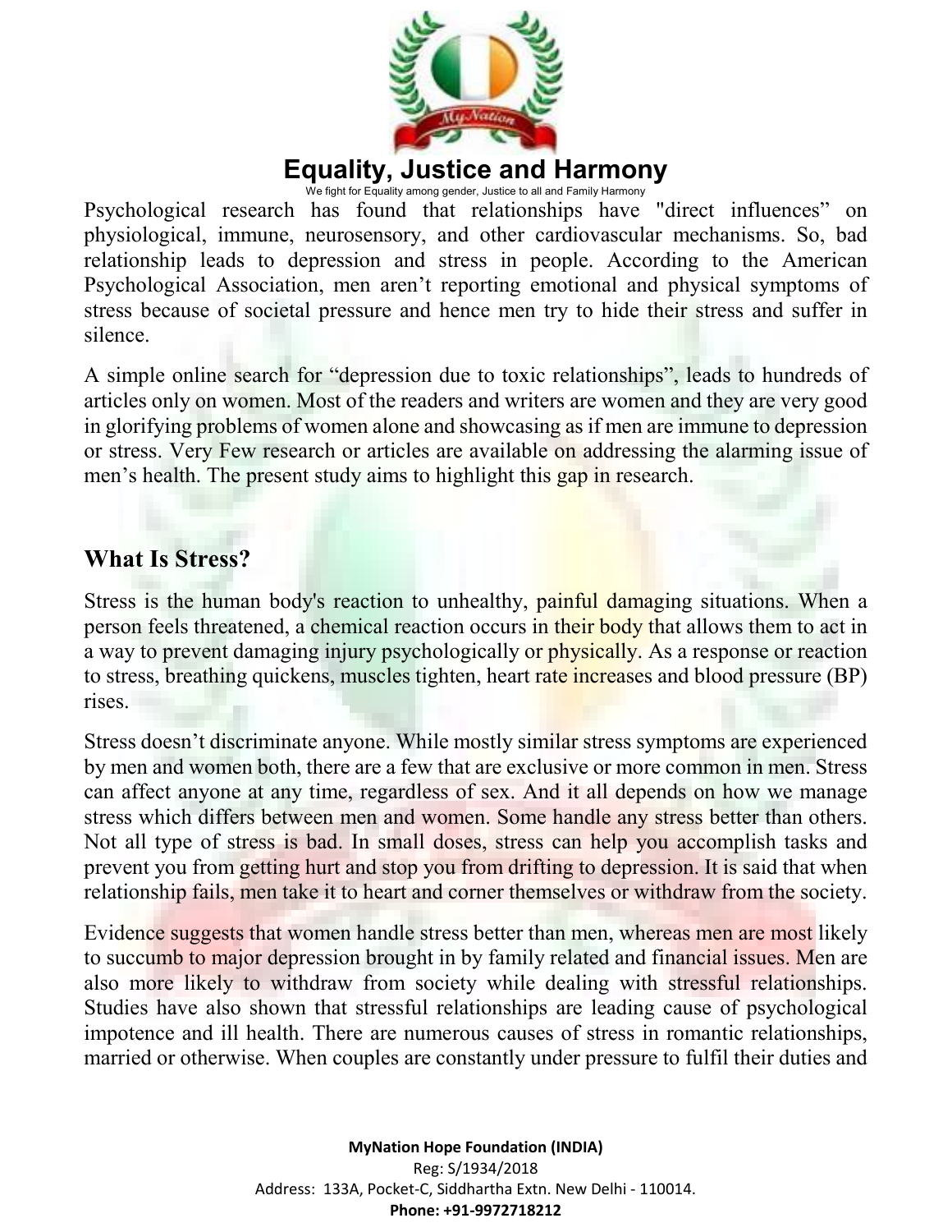Psychological research has found that relationships have "direct influences" on physiological, immune, neurosensory, and other cardiovascular mechanisms. So, bad relationship leads to depression and stress in people. According to the American Psychological Association, men aren't reporting emotional and physical symptoms of stress because of societal pressure and hence men try to hide their stress and suffer in silence.

A simple online search for "depression due to toxic relationships", leads to hundreds of articles only on women. Most of the readers and writers are women and they are very good in glorifying problems of women alone and showcasing as if men are immune to depression or stress. Very Few research or articles are available on addressing the alarming issue of men's health. The present study aims to highlight this gap in research.

## What Is Stress?

Stress is the human body's reaction to unhealthy, painful damaging situations. When a person feels threatened, a chemical reaction occurs in their body that allows them to act in a way to prevent damaging injury psychologically or physically. As a response or reaction to stress, breathing quickens, muscles tighten, heart rate increases and blood pressure (BP) rises.

Stress doesn't discriminate anyone. While mostly similar stress symptoms are experienced by men and women both, there are a few that are exclusive or more common in men. Stress can affect anyone at any time, regardless of sex. And it all depends on how we manage stress which differs between men and women. Some handle any stress better than others. Not all type of stress is bad. In small doses, stress can help you accomplish tasks and prevent you from getting hurt and stop you from drifting to depression. It is said that when relationship fails, men take it to heart and corner themselves or withdraw from the society.

Evidence suggests that women handle stress better than men, whereas men are most likely to succumb to major depression brought in by family related and financial issues. Men are also more likely to withdraw from society while dealing with stressful relationships. Studies have also shown that stressful relationships are leading cause of psychological impotence and ill health. There are numerous causes of stress in romantic relationships, married or otherwise. When couples are constantly under pressure to fulfil their duties and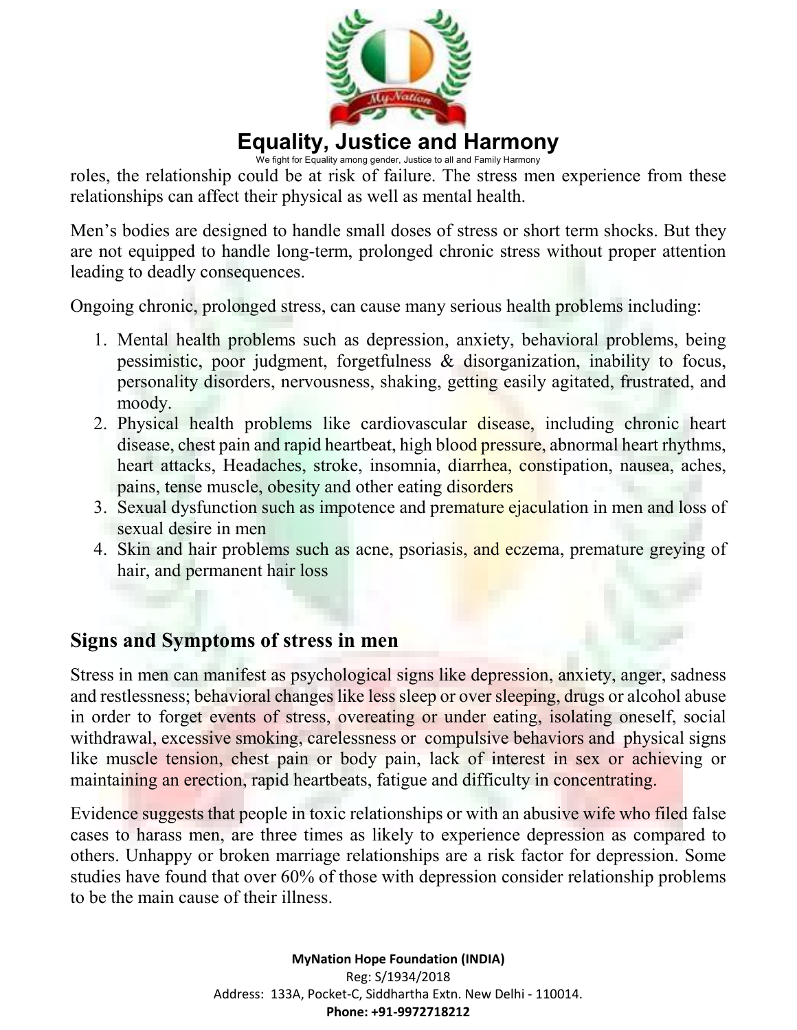roles, the relationship could be at risk of failure. The stress men experience from these relationships can affect their physical as well as mental health.

Men's bodies are designed to handle small doses of stress or short term shocks. But they are not equipped to handle long-term, prolonged chronic stress without proper attention leading to deadly consequences.

Ongoing chronic, prolonged stress, can cause many serious health problems including:

1. Mental health problems such as depression, anxiety, behavioral problems, being pessimistic, poor judgment, forgetfulness & disorganization, inability to focus, personality disorders, nervousness, shaking, getting easily agitated, frustrated, and moody.
2. Physical health problems like cardiovascular disease, including chronic heart disease, chest pain and rapid heartbeat, high blood pressure, abnormal heart rhythms, heart attacks, Headaches, stroke, insomnia, diarrhea, constipation, nausea, aches, pains, tense muscle, obesity and other eating disorders
3. Sexual dysfunction such as impotence and premature ejaculation in men and loss of sexual desire in men
4. Skin and hair problems such as acne, psoriasis, and eczema, premature greying of hair, and permanent hair loss

## Signs and Symptoms of stress in men

Stress in men can manifest as psychological signs like depression, anxiety, anger, sadness and restlessness; behavioral changes like less sleep or over sleeping, drugs or alcohol abuse in order to forget events of stress, overeating or under eating, isolating oneself, social withdrawal, excessive smoking, carelessness or compulsive behaviors and physical signs like muscle tension, chest pain or body pain, lack of interest in sex or achieving or maintaining an erection, rapid heartbeats, fatigue and difficulty in concentrating.

Evidence suggests that people in toxic relationships or with an abusive wife who filed false cases to harass men, are three times as likely to experience depression as compared to others. Unhappy or broken marriage relationships are a risk factor for depression. Some studies have found that over 60% of those with depression consider relationship problems to be the main cause of their illness.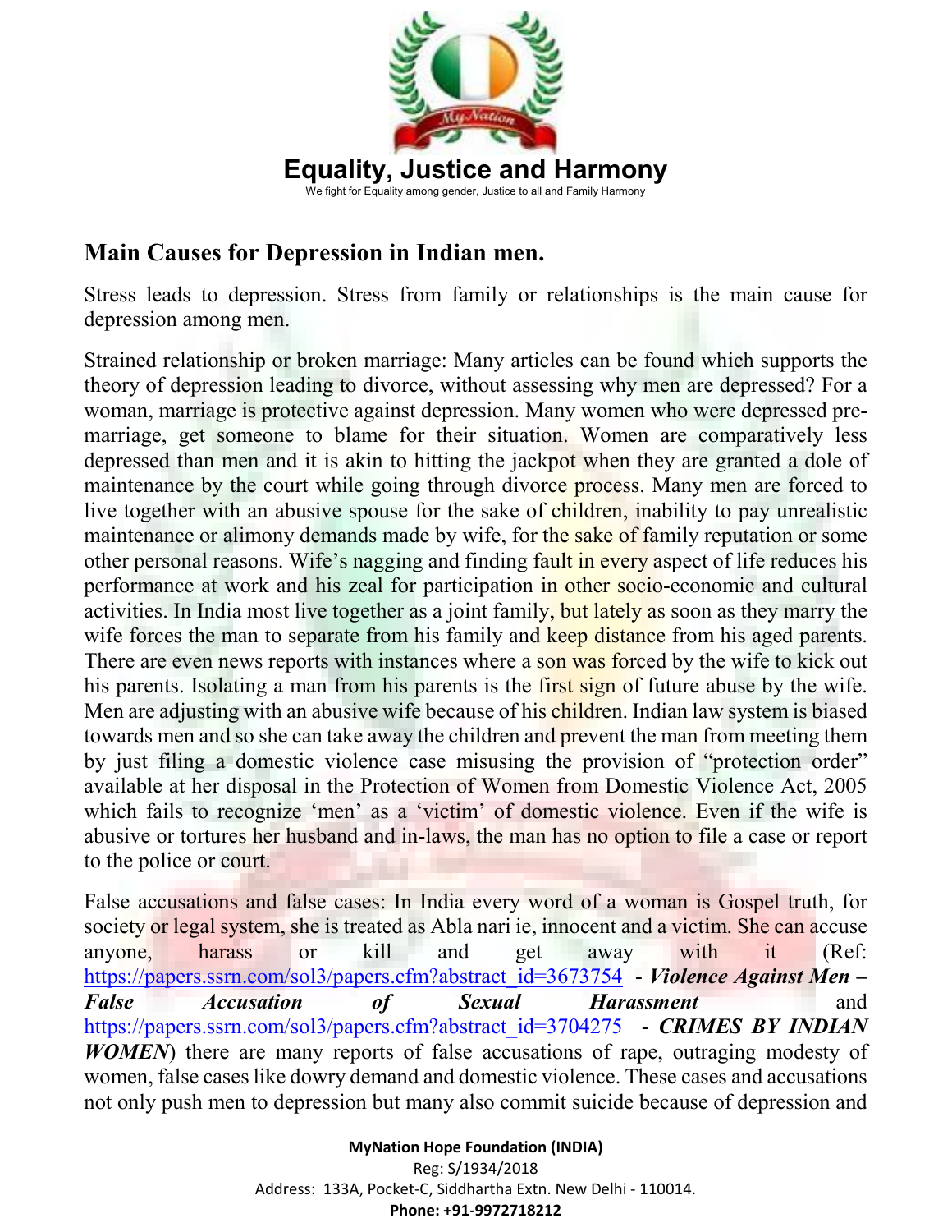## Main Causes for Depression in Indian men.

Stress leads to depression. Stress from family or relationships is the main cause for depression among men.

Strained relationship or broken marriage: Many articles can be found which supports the theory of depression leading to divorce, without assessing why men are depressed? For a woman, marriage is protective against depression. Many women who were depressed pre-marriage, get someone to blame for their situation. Women are comparatively less depressed than men and it is akin to hitting the jackpot when they are granted a dole of maintenance by the court while going through divorce process. Many men are forced to live together with an abusive spouse for the sake of children, inability to pay unrealistic maintenance or alimony demands made by wife, for the sake of family reputation or some other personal reasons. Wife's nagging and finding fault in every aspect of life reduces his performance at work and his zeal for participation in other socio-economic and cultural activities. In India most live together as a joint family, but lately as soon as they marry the wife forces the man to separate from his family and keep distance from his aged parents. There are even news reports with instances where a son was forced by the wife to kick out his parents. Isolating a man from his parents is the first sign of future abuse by the wife. Men are adjusting with an abusive wife because of his children. Indian law system is biased towards men and so she can take away the children and prevent the man from meeting them by just filing a domestic violence case misusing the provision of "protection order" available at her disposal in the Protection of Women from Domestic Violence Act, 2005 which fails to recognize 'men' as a 'victim' of domestic violence. Even if the wife is abusive or tortures her husband and in-laws, the man has no option to file a case or report to the police or court.

False accusations and false cases: In India every word of a woman is Gospel truth, for society or legal system, she is treated as Abla nari ie, innocent and a victim. She can accuse anyone, harass or kill and get away with it (Ref: https://papers.ssrn.com/sol3/papers.cfm?abstract_id=3673754 - ***Violence Against Men – False Accusation of Sexual Harassment*** and https://papers.ssrn.com/sol3/papers.cfm?abstract_id=3704275 - ***CRIMES BY INDIAN WOMEN***) there are many reports of false accusations of rape, outraging modesty of women, false cases like dowry demand and domestic violence. These cases and accusations not only push men to depression but many also commit suicide because of depression and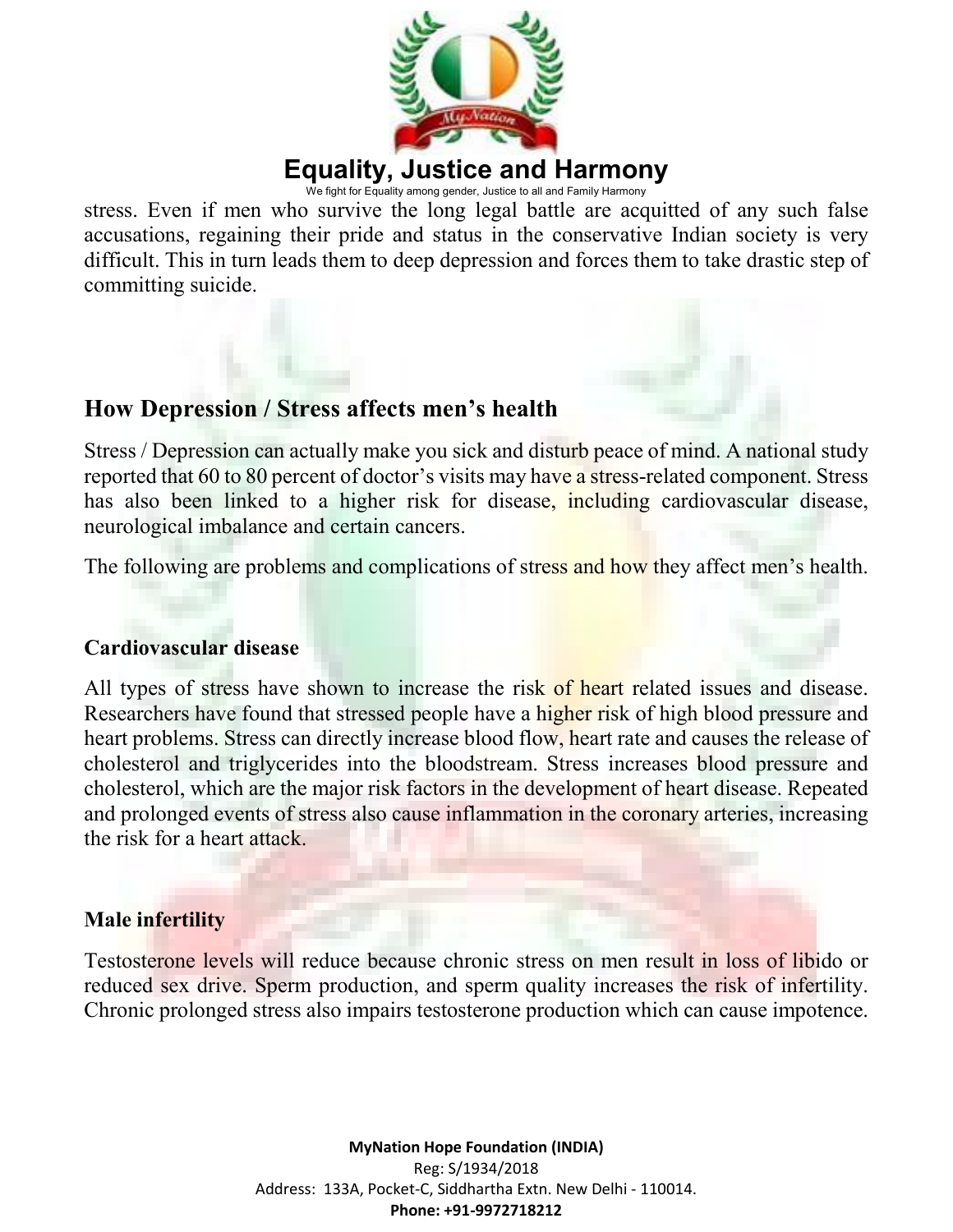stress. Even if men who survive the long legal battle are acquitted of any such false accusations, regaining their pride and status in the conservative Indian society is very difficult. This in turn leads them to deep depression and forces them to take drastic step of committing suicide.

## How Depression / Stress affects men's health

Stress / Depression can actually make you sick and disturb peace of mind. A national study reported that 60 to 80 percent of doctor's visits may have a stress-related component. Stress has also been linked to a higher risk for disease, including cardiovascular disease, neurological imbalance and certain cancers.

The following are problems and complications of stress and how they affect men's health.

### Cardiovascular disease

All types of stress have shown to increase the risk of heart related issues and disease. Researchers have found that stressed people have a higher risk of high blood pressure and heart problems. Stress can directly increase blood flow, heart rate and causes the release of cholesterol and triglycerides into the bloodstream. Stress increases blood pressure and cholesterol, which are the major risk factors in the development of heart disease. Repeated and prolonged events of stress also cause inflammation in the coronary arteries, increasing the risk for a heart attack.

### Male infertility

Testosterone levels will reduce because chronic stress on men result in loss of libido or reduced sex drive. Sperm production, and sperm quality increases the risk of infertility. Chronic prolonged stress also impairs testosterone production which can cause impotence.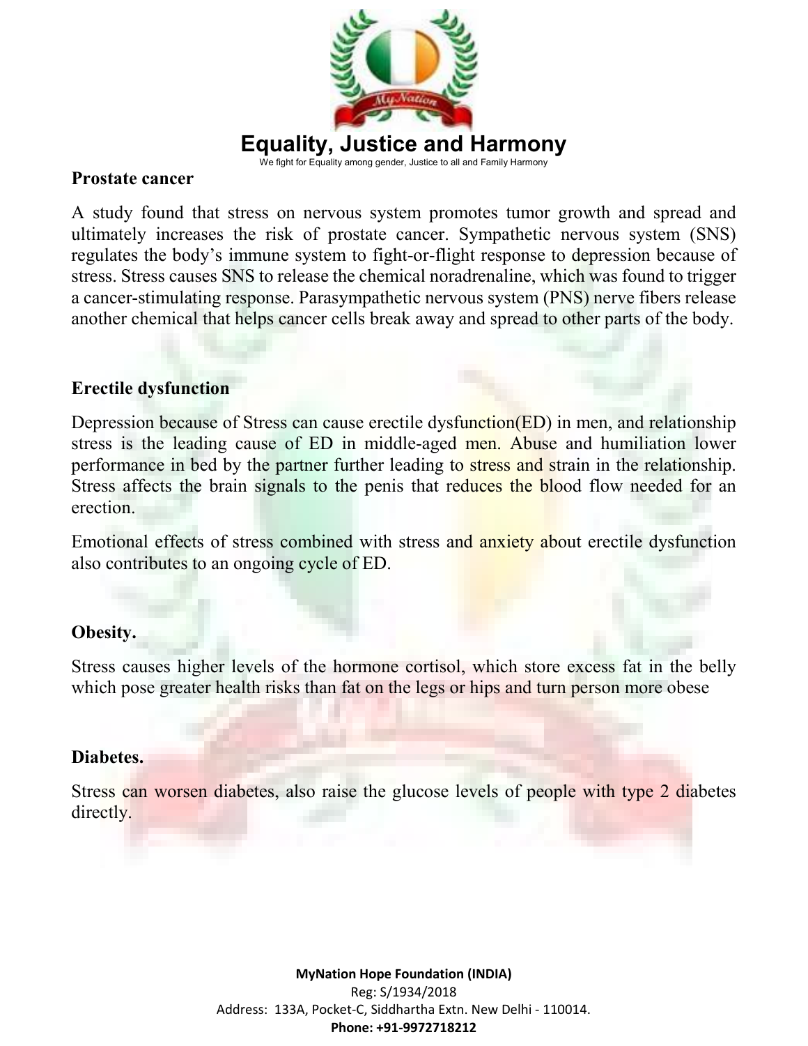## Prostate cancer

A study found that stress on nervous system promotes tumor growth and spread and ultimately increases the risk of prostate cancer. Sympathetic nervous system (SNS) regulates the body's immune system to fight-or-flight response to depression because of stress. Stress causes SNS to release the chemical noradrenaline, which was found to trigger a cancer-stimulating response. Parasympathetic nervous system (PNS) nerve fibers release another chemical that helps cancer cells break away and spread to other parts of the body.

## Erectile dysfunction

Depression because of Stress can cause erectile dysfunction(ED) in men, and relationship stress is the leading cause of ED in middle-aged men. Abuse and humiliation lower performance in bed by the partner further leading to stress and strain in the relationship. Stress affects the brain signals to the penis that reduces the blood flow needed for an erection.

Emotional effects of stress combined with stress and anxiety about erectile dysfunction also contributes to an ongoing cycle of ED.

## Obesity.

Stress causes higher levels of the hormone cortisol, which store excess fat in the belly which pose greater health risks than fat on the legs or hips and turn person more obese

## Diabetes.

Stress can worsen diabetes, also raise the glucose levels of people with type 2 diabetes directly.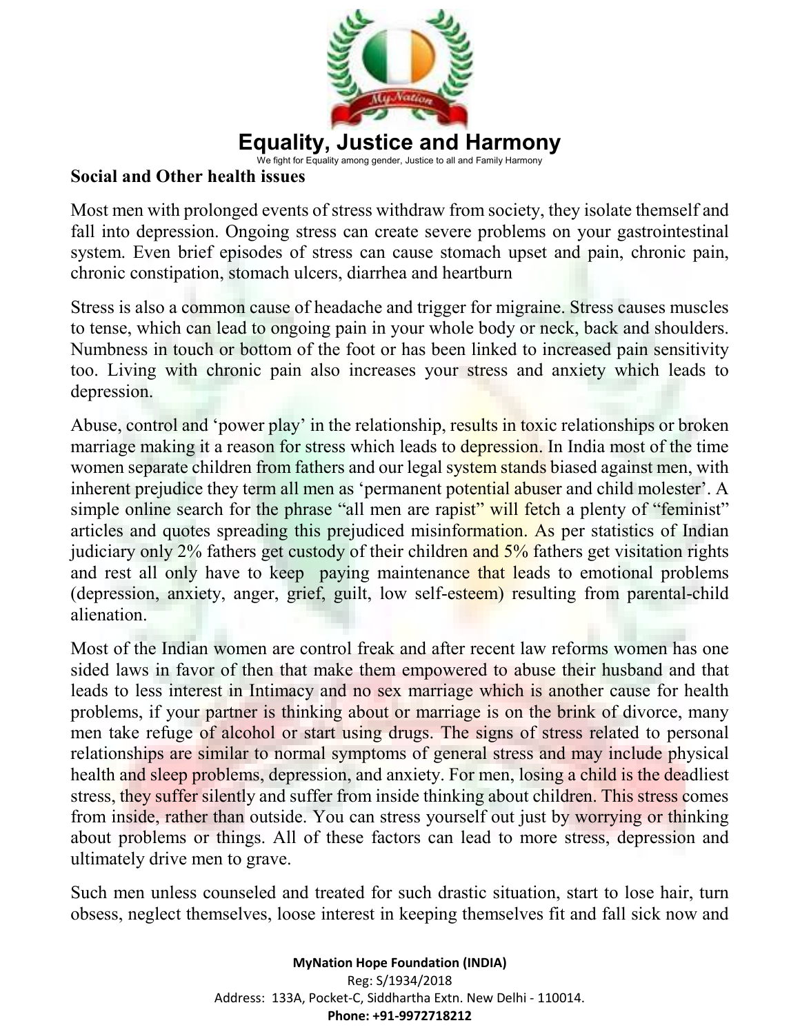## Equality, Justice and Harmony

We fight for Equality among gender, Justice to all and Family Harmony

### Social and Other health issues

Most men with prolonged events of stress withdraw from society, they isolate themself and fall into depression. Ongoing stress can create severe problems on your gastrointestinal system. Even brief episodes of stress can cause stomach upset and pain, chronic pain, chronic constipation, stomach ulcers, diarrhea and heartburn

Stress is also a common cause of headache and trigger for migraine. Stress causes muscles to tense, which can lead to ongoing pain in your whole body or neck, back and shoulders. Numbness in touch or bottom of the foot or has been linked to increased pain sensitivity too. Living with chronic pain also increases your stress and anxiety which leads to depression.

Abuse, control and 'power play' in the relationship, results in toxic relationships or broken marriage making it a reason for stress which leads to depression. In India most of the time women separate children from fathers and our legal system stands biased against men, with inherent prejudice they term all men as 'permanent potential abuser and child molester'. A simple online search for the phrase "all men are rapist" will fetch a plenty of "feminist" articles and quotes spreading this prejudiced misinformation. As per statistics of Indian judiciary only 2% fathers get custody of their children and 5% fathers get visitation rights and rest all only have to keep paying maintenance that leads to emotional problems (depression, anxiety, anger, grief, guilt, low self-esteem) resulting from parental-child alienation.

Most of the Indian women are control freak and after recent law reforms women has one sided laws in favor of then that make them empowered to abuse their husband and that leads to less interest in Intimacy and no sex marriage which is another cause for health problems, if your partner is thinking about or marriage is on the brink of divorce, many men take refuge of alcohol or start using drugs. The signs of stress related to personal relationships are similar to normal symptoms of general stress and may include physical health and sleep problems, depression, and anxiety. For men, losing a child is the deadliest stress, they suffer silently and suffer from inside thinking about children. This stress comes from inside, rather than outside. You can stress yourself out just by worrying or thinking about problems or things. All of these factors can lead to more stress, depression and ultimately drive men to grave.

Such men unless counseled and treated for such drastic situation, start to lose hair, turn obsess, neglect themselves, loose interest in keeping themselves fit and fall sick now and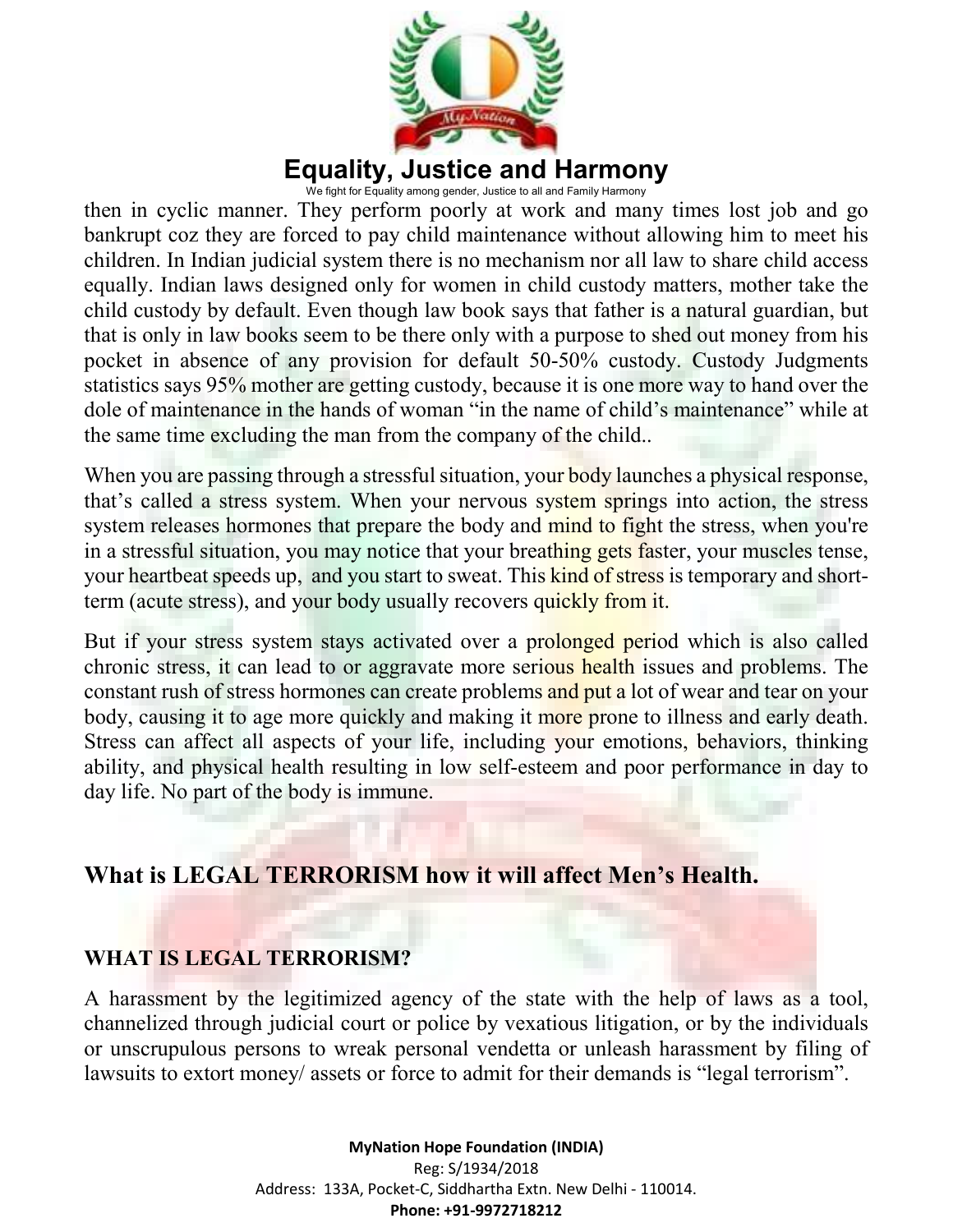then in cyclic manner. They perform poorly at work and many times lost job and go bankrupt coz they are forced to pay child maintenance without allowing him to meet his children. In Indian judicial system there is no mechanism nor all law to share child access equally. Indian laws designed only for women in child custody matters, mother take the child custody by default. Even though law book says that father is a natural guardian, but that is only in law books seem to be there only with a purpose to shed out money from his pocket in absence of any provision for default 50-50% custody. Custody Judgments statistics says 95% mother are getting custody, because it is one more way to hand over the dole of maintenance in the hands of woman "in the name of child's maintenance" while at the same time excluding the man from the company of the child..

When you are passing through a stressful situation, your body launches a physical response, that's called a stress system. When your nervous system springs into action, the stress system releases hormones that prepare the body and mind to fight the stress, when you're in a stressful situation, you may notice that your breathing gets faster, your muscles tense, your heartbeat speeds up, and you start to sweat. This kind of stress is temporary and short-term (acute stress), and your body usually recovers quickly from it.

But if your stress system stays activated over a prolonged period which is also called chronic stress, it can lead to or aggravate more serious health issues and problems. The constant rush of stress hormones can create problems and put a lot of wear and tear on your body, causing it to age more quickly and making it more prone to illness and early death. Stress can affect all aspects of your life, including your emotions, behaviors, thinking ability, and physical health resulting in low self-esteem and poor performance in day to day life. No part of the body is immune.

## What is LEGAL TERRORISM how it will affect Men's Health.

### WHAT IS LEGAL TERRORISM?

A harassment by the legitimized agency of the state with the help of laws as a tool, channelized through judicial court or police by vexatious litigation, or by the individuals or unscrupulous persons to wreak personal vendetta or unleash harassment by filing of lawsuits to extort money/ assets or force to admit for their demands is "legal terrorism".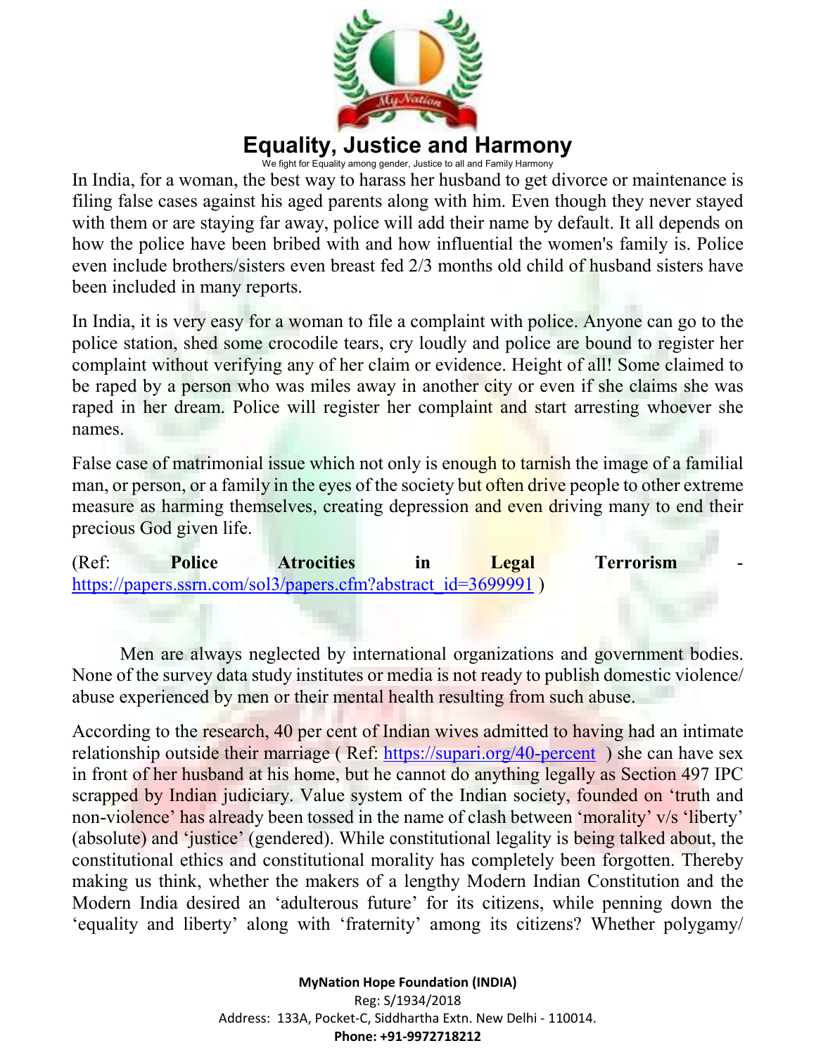# Equality, Justice and Harmony

We fight for Equality among gender, Justice to all and Family Harmony

In India, for a woman, the best way to harass her husband to get divorce or maintenance is filing false cases against his aged parents along with him. Even though they never stayed with them or are staying far away, police will add their name by default. It all depends on how the police have been bribed with and how influential the women's family is. Police even include brothers/sisters even breast fed 2/3 months old child of husband sisters have been included in many reports.

In India, it is very easy for a woman to file a complaint with police. Anyone can go to the police station, shed some crocodile tears, cry loudly and police are bound to register her complaint without verifying any of her claim or evidence. Height of all! Some claimed to be raped by a person who was miles away in another city or even if she claims she was raped in her dream. Police will register her complaint and start arresting whoever she names.

False case of matrimonial issue which not only is enough to tarnish the image of a familial man, or person, or a family in the eyes of the society but often drive people to other extreme measure as harming themselves, creating depression and even driving many to end their precious God given life.

(Ref: **Police Atrocities in Legal Terrorism** - https://papers.ssrn.com/sol3/papers.cfm?abstract_id=3699991 )

Men are always neglected by international organizations and government bodies. None of the survey data study institutes or media is not ready to publish domestic violence/ abuse experienced by men or their mental health resulting from such abuse.

According to the research, 40 per cent of Indian wives admitted to having had an intimate relationship outside their marriage ( Ref: https://supari.org/40-percent ) she can have sex in front of her husband at his home, but he cannot do anything legally as Section 497 IPC scrapped by Indian judiciary. Value system of the Indian society, founded on 'truth and non-violence' has already been tossed in the name of clash between 'morality' v/s 'liberty' (absolute) and 'justice' (gendered). While constitutional legality is being talked about, the constitutional ethics and constitutional morality has completely been forgotten. Thereby making us think, whether the makers of a lengthy Modern Indian Constitution and the Modern India desired an 'adulterous future' for its citizens, while penning down the 'equality and liberty' along with 'fraternity' among its citizens? Whether polygamy/

**MyNation Hope Foundation (INDIA)**
Reg: S/1934/2018
Address: 133A, Pocket-C, Siddhartha Extn. New Delhi - 110014.
**Phone: +91-9972718212**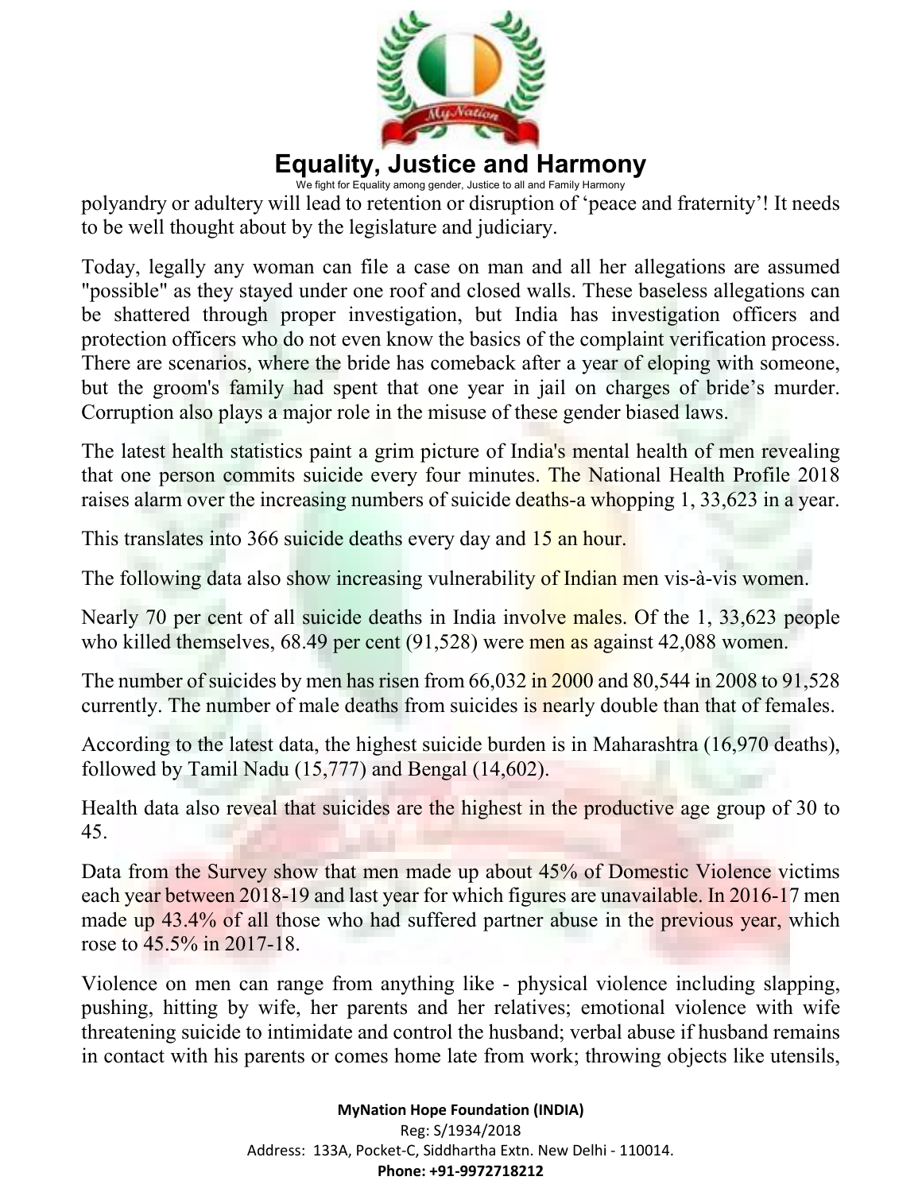polyandry or adultery will lead to retention or disruption of 'peace and fraternity'! It needs to be well thought about by the legislature and judiciary.

Today, legally any woman can file a case on man and all her allegations are assumed "possible" as they stayed under one roof and closed walls. These baseless allegations can be shattered through proper investigation, but India has investigation officers and protection officers who do not even know the basics of the complaint verification process. There are scenarios, where the bride has comeback after a year of eloping with someone, but the groom's family had spent that one year in jail on charges of bride's murder. Corruption also plays a major role in the misuse of these gender biased laws.

The latest health statistics paint a grim picture of India's mental health of men revealing that one person commits suicide every four minutes. The National Health Profile 2018 raises alarm over the increasing numbers of suicide deaths-a whopping 1, 33,623 in a year.

This translates into 366 suicide deaths every day and 15 an hour.

The following data also show increasing vulnerability of Indian men vis-à-vis women.

Nearly 70 per cent of all suicide deaths in India involve males. Of the 1, 33,623 people who killed themselves, 68.49 per cent (91,528) were men as against 42,088 women.

The number of suicides by men has risen from 66,032 in 2000 and 80,544 in 2008 to 91,528 currently. The number of male deaths from suicides is nearly double than that of females.

According to the latest data, the highest suicide burden is in Maharashtra (16,970 deaths), followed by Tamil Nadu (15,777) and Bengal (14,602).

Health data also reveal that suicides are the highest in the productive age group of 30 to 45.

Data from the Survey show that men made up about 45% of Domestic Violence victims each year between 2018-19 and last year for which figures are unavailable. In 2016-17 men made up 43.4% of all those who had suffered partner abuse in the previous year, which rose to 45.5% in 2017-18.

Violence on men can range from anything like - physical violence including slapping, pushing, hitting by wife, her parents and her relatives; emotional violence with wife threatening suicide to intimidate and control the husband; verbal abuse if husband remains in contact with his parents or comes home late from work; throwing objects like utensils,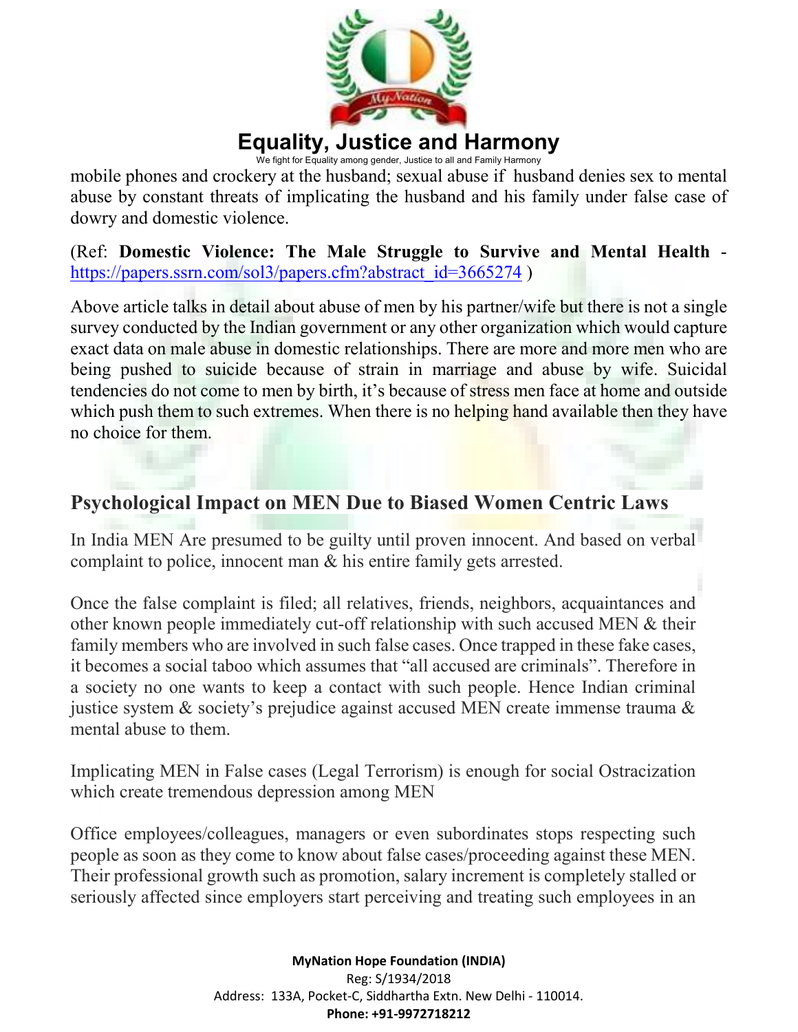mobile phones and crockery at the husband; sexual abuse if husband denies sex to mental abuse by constant threats of implicating the husband and his family under false case of dowry and domestic violence.

(Ref: **Domestic Violence: The Male Struggle to Survive and Mental Health** - https://papers.ssrn.com/sol3/papers.cfm?abstract_id=3665274 )

Above article talks in detail about abuse of men by his partner/wife but there is not a single survey conducted by the Indian government or any other organization which would capture exact data on male abuse in domestic relationships. There are more and more men who are being pushed to suicide because of strain in marriage and abuse by wife. Suicidal tendencies do not come to men by birth, it's because of stress men face at home and outside which push them to such extremes. When there is no helping hand available then they have no choice for them.

## Psychological Impact on MEN Due to Biased Women Centric Laws

In India MEN Are presumed to be guilty until proven innocent. And based on verbal complaint to police, innocent man & his entire family gets arrested.

Once the false complaint is filed; all relatives, friends, neighbors, acquaintances and other known people immediately cut-off relationship with such accused MEN & their family members who are involved in such false cases. Once trapped in these fake cases, it becomes a social taboo which assumes that "all accused are criminals". Therefore in a society no one wants to keep a contact with such people. Hence Indian criminal justice system & society's prejudice against accused MEN create immense trauma & mental abuse to them.

Implicating MEN in False cases (Legal Terrorism) is enough for social Ostracization which create tremendous depression among MEN

Office employees/colleagues, managers or even subordinates stops respecting such people as soon as they come to know about false cases/proceeding against these MEN. Their professional growth such as promotion, salary increment is completely stalled or seriously affected since employers start perceiving and treating such employees in an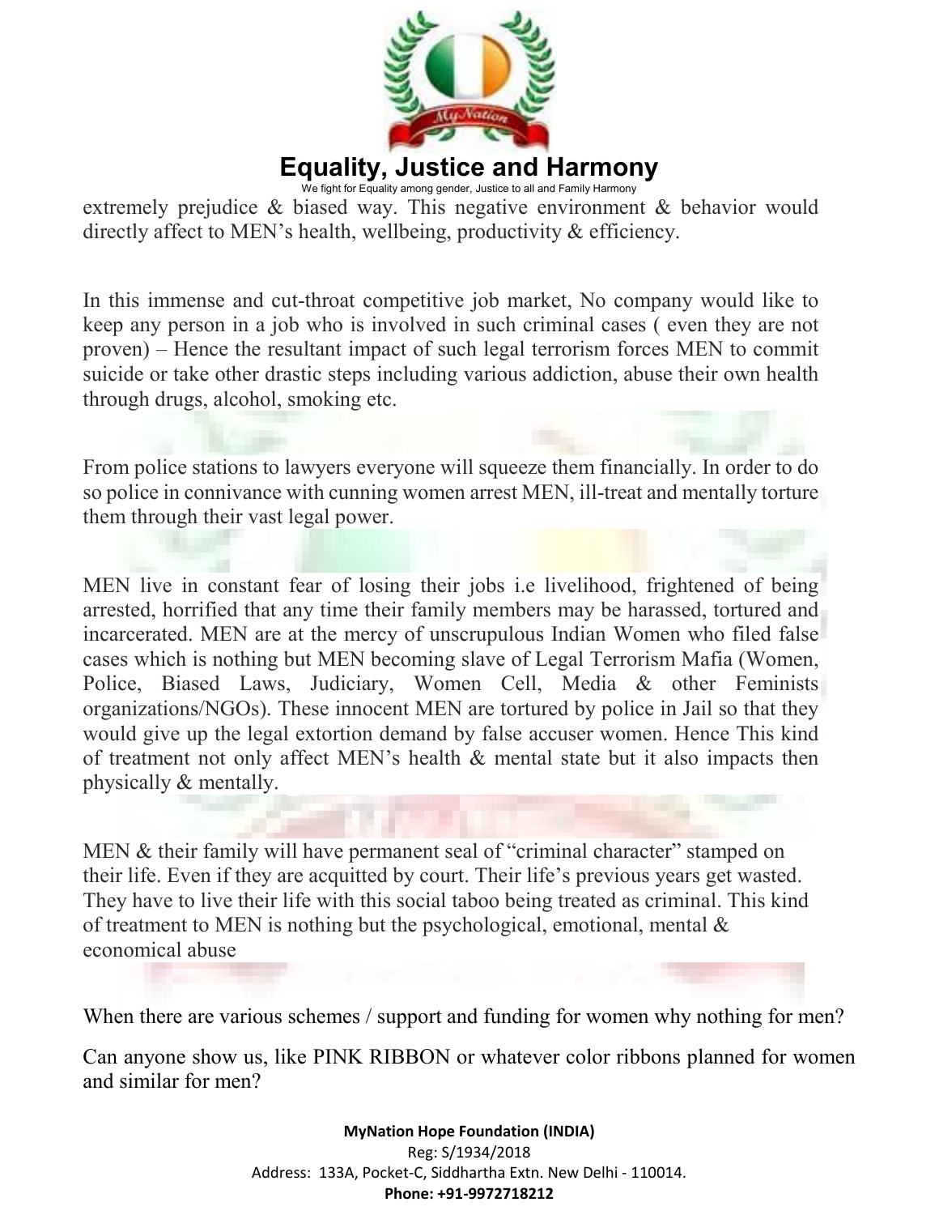extremely prejudice & biased way. This negative environment & behavior would directly affect to MEN's health, wellbeing, productivity & efficiency.

In this immense and cut-throat competitive job market, No company would like to keep any person in a job who is involved in such criminal cases ( even they are not proven) – Hence the resultant impact of such legal terrorism forces MEN to commit suicide or take other drastic steps including various addiction, abuse their own health through drugs, alcohol, smoking etc.

From police stations to lawyers everyone will squeeze them financially. In order to do so police in connivance with cunning women arrest MEN, ill-treat and mentally torture them through their vast legal power.

MEN live in constant fear of losing their jobs i.e livelihood, frightened of being arrested, horrified that any time their family members may be harassed, tortured and incarcerated. MEN are at the mercy of unscrupulous Indian Women who filed false cases which is nothing but MEN becoming slave of Legal Terrorism Mafia (Women, Police, Biased Laws, Judiciary, Women Cell, Media & other Feminists organizations/NGOs). These innocent MEN are tortured by police in Jail so that they would give up the legal extortion demand by false accuser women. Hence This kind of treatment not only affect MEN's health & mental state but it also impacts then physically & mentally.

MEN & their family will have permanent seal of "criminal character" stamped on their life. Even if they are acquitted by court. Their life's previous years get wasted. They have to live their life with this social taboo being treated as criminal. This kind of treatment to MEN is nothing but the psychological, emotional, mental & economical abuse

When there are various schemes / support and funding for women why nothing for men?

Can anyone show us, like PINK RIBBON or whatever color ribbons planned for women and similar for men?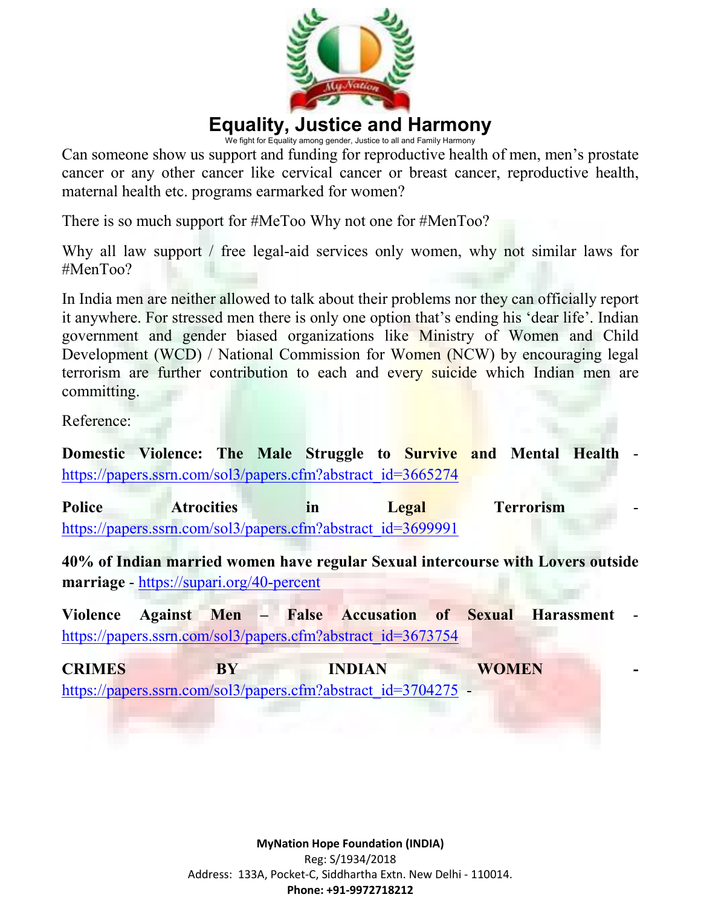# Equality, Justice and Harmony

We fight for Equality among gender, Justice to all and Family Harmony

Can someone show us support and funding for reproductive health of men, men's prostate cancer or any other cancer like cervical cancer or breast cancer, reproductive health, maternal health etc. programs earmarked for women?

There is so much support for #MeToo Why not one for #MenToo?

Why all law support / free legal-aid services only women, why not similar laws for #MenToo?

In India men are neither allowed to talk about their problems nor they can officially report it anywhere. For stressed men there is only one option that's ending his 'dear life'. Indian government and gender biased organizations like Ministry of Women and Child Development (WCD) / National Commission for Women (NCW) by encouraging legal terrorism are further contribution to each and every suicide which Indian men are committing.

Reference:

**Domestic Violence: The Male Struggle to Survive and Mental Health** - https://papers.ssrn.com/sol3/papers.cfm?abstract_id=3665274

**Police Atrocities in Legal Terrorism** - https://papers.ssrn.com/sol3/papers.cfm?abstract_id=3699991

**40% of Indian married women have regular Sexual intercourse with Lovers outside marriage** - https://supari.org/40-percent

**Violence Against Men – False Accusation of Sexual Harassment** - https://papers.ssrn.com/sol3/papers.cfm?abstract_id=3673754

**CRIMES BY INDIAN WOMEN** - https://papers.ssrn.com/sol3/papers.cfm?abstract_id=3704275 -

**MyNation Hope Foundation (INDIA)**
Reg: S/1934/2018
Address: 133A, Pocket-C, Siddhartha Extn. New Delhi - 110014.
**Phone: +91-9972718212**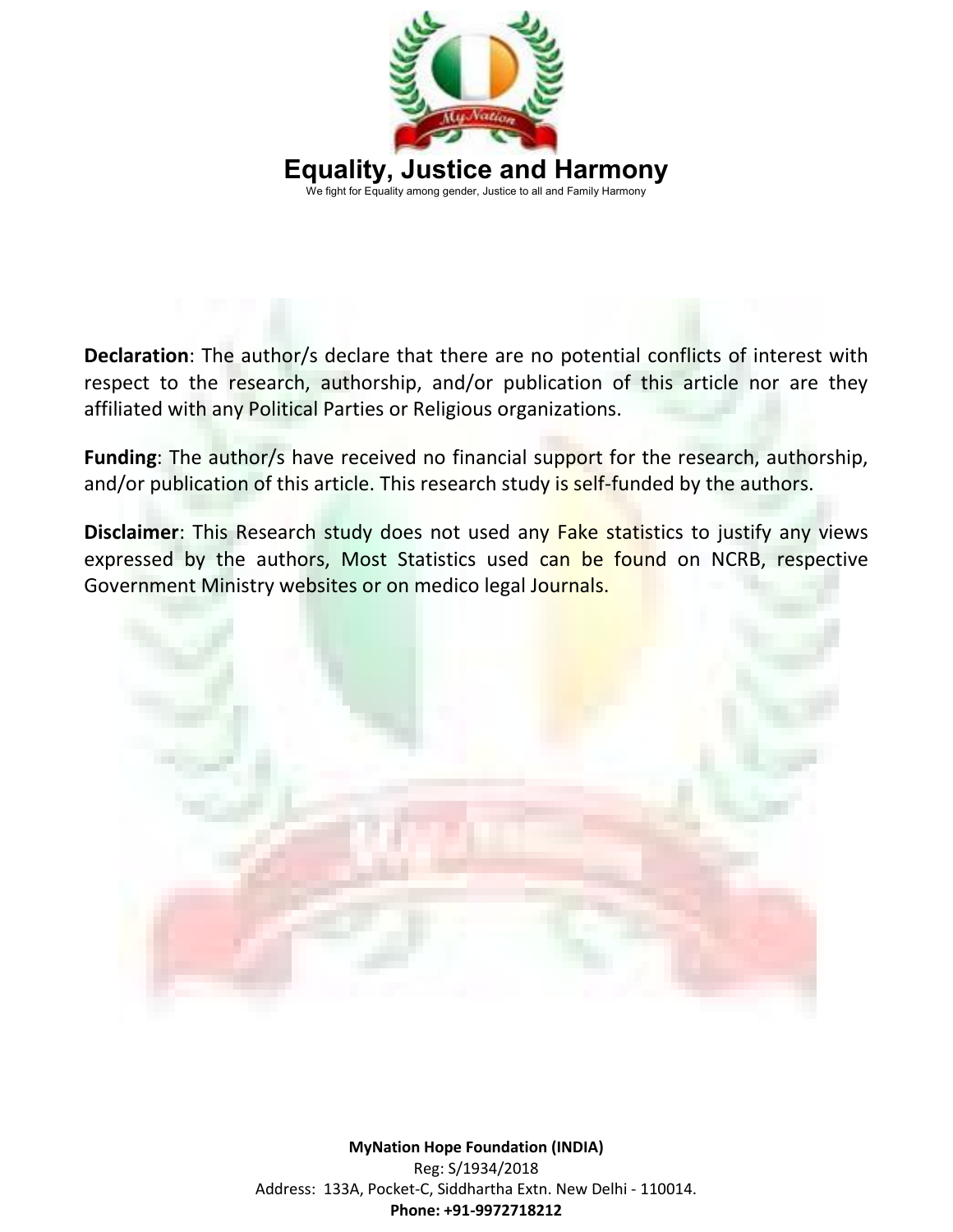# Equality, Justice and Harmony

We fight for Equality among gender, Justice to all and Family Harmony

**Declaration**: The author/s declare that there are no potential conflicts of interest with respect to the research, authorship, and/or publication of this article nor are they affiliated with any Political Parties or Religious organizations.

**Funding**: The author/s have received no financial support for the research, authorship, and/or publication of this article. This research study is self-funded by the authors.

**Disclaimer**: This Research study does not used any Fake statistics to justify any views expressed by the authors, Most Statistics used can be found on NCRB, respective Government Ministry websites or on medico legal Journals.

**MyNation Hope Foundation (INDIA)**
Reg: S/1934/2018
Address: 133A, Pocket-C, Siddhartha Extn. New Delhi - 110014.
**Phone: +91-9972718212**